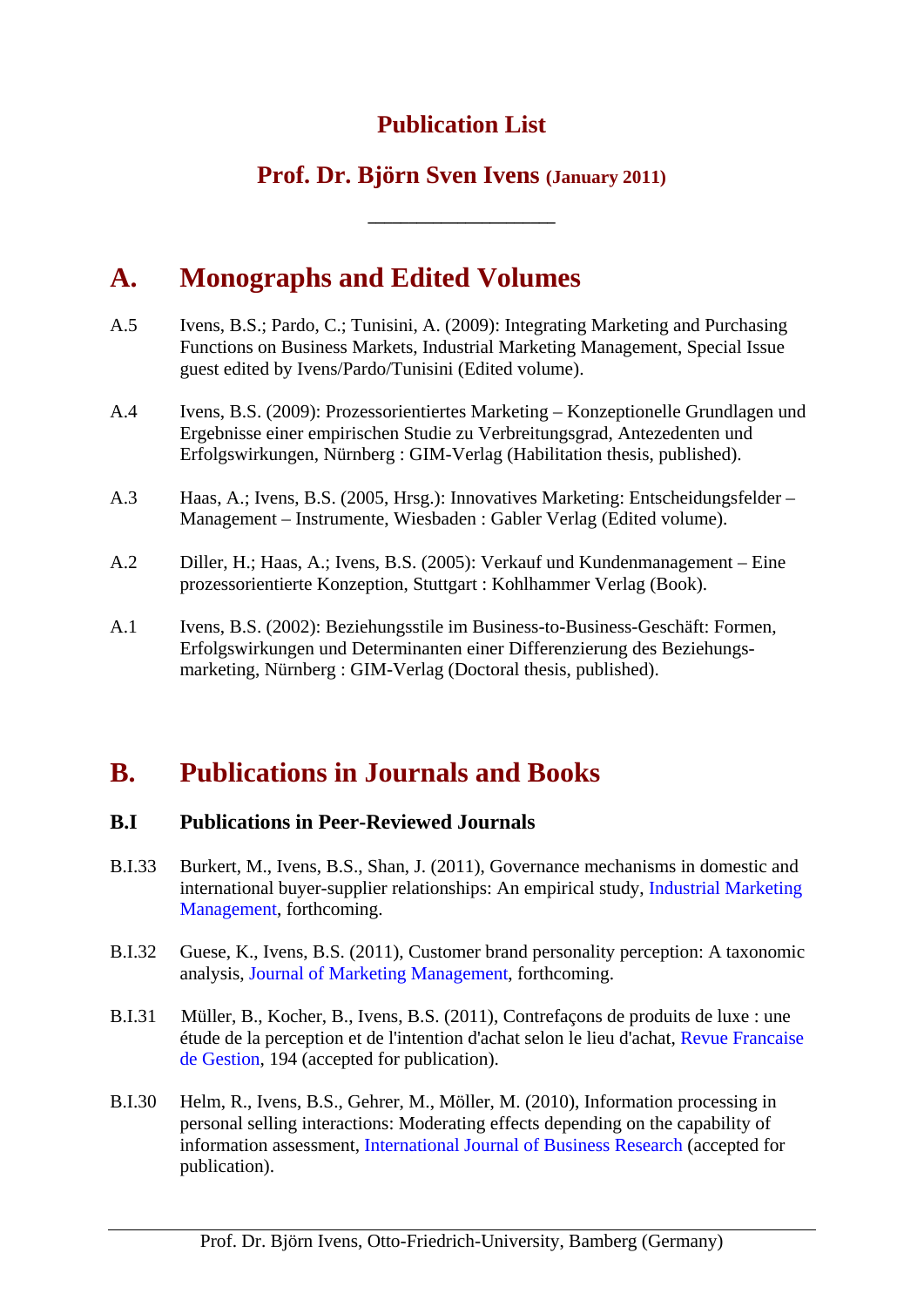# Publication List

## Prof. Dr. Björn Sven Ivens (January 2011)

---

## A. Monographs and Edited Volumes

A.5 Ivens, B.S.; Pardo, C.; Tunisini, A. (2009): Integrating Marketing and Purchasing Functions on Business Markets, Industrial Marketing Management, Special Issue guest edited by Ivens/Pardo/Tunisini (Edited volume).

A.4 Ivens, B.S. (2009): Prozessorientiertes Marketing – Konzeptionelle Grundlagen und Ergebnisse einer empirischen Studie zu Verbreitungsgrad, Antezedenten und Erfolgswirkungen, Nürnberg : GIM-Verlag (Habilitation thesis, published).

A.3 Haas, A.; Ivens, B.S. (2005, Hrsg.): Innovatives Marketing: Entscheidungsfelder – Management – Instrumente, Wiesbaden : Gabler Verlag (Edited volume).

A.2 Diller, H.; Haas, A.; Ivens, B.S. (2005): Verkauf und Kundenmanagement – Eine prozessorientierte Konzeption, Stuttgart : Kohlhammer Verlag (Book).

A.1 Ivens, B.S. (2002): Beziehungsstile im Business-to-Business-Geschäft: Formen, Erfolgswirkungen und Determinanten einer Differenzierung des Beziehungs-marketing, Nürnberg : GIM-Verlag (Doctoral thesis, published).

## B. Publications in Journals and Books

### B.I Publications in Peer-Reviewed Journals

B.I.33 Burkert, M., Ivens, B.S., Shan, J. (2011), Governance mechanisms in domestic and international buyer-supplier relationships: An empirical study, Industrial Marketing Management, forthcoming.

B.I.32 Guese, K., Ivens, B.S. (2011), Customer brand personality perception: A taxonomic analysis, Journal of Marketing Management, forthcoming.

B.I.31 Müller, B., Kocher, B., Ivens, B.S. (2011), Contrefaçons de produits de luxe : une étude de la perception et de l'intention d'achat selon le lieu d'achat, Revue Francaise de Gestion, 194 (accepted for publication).

B.I.30 Helm, R., Ivens, B.S., Gehrer, M., Möller, M. (2010), Information processing in personal selling interactions: Moderating effects depending on the capability of information assessment, International Journal of Business Research (accepted for publication).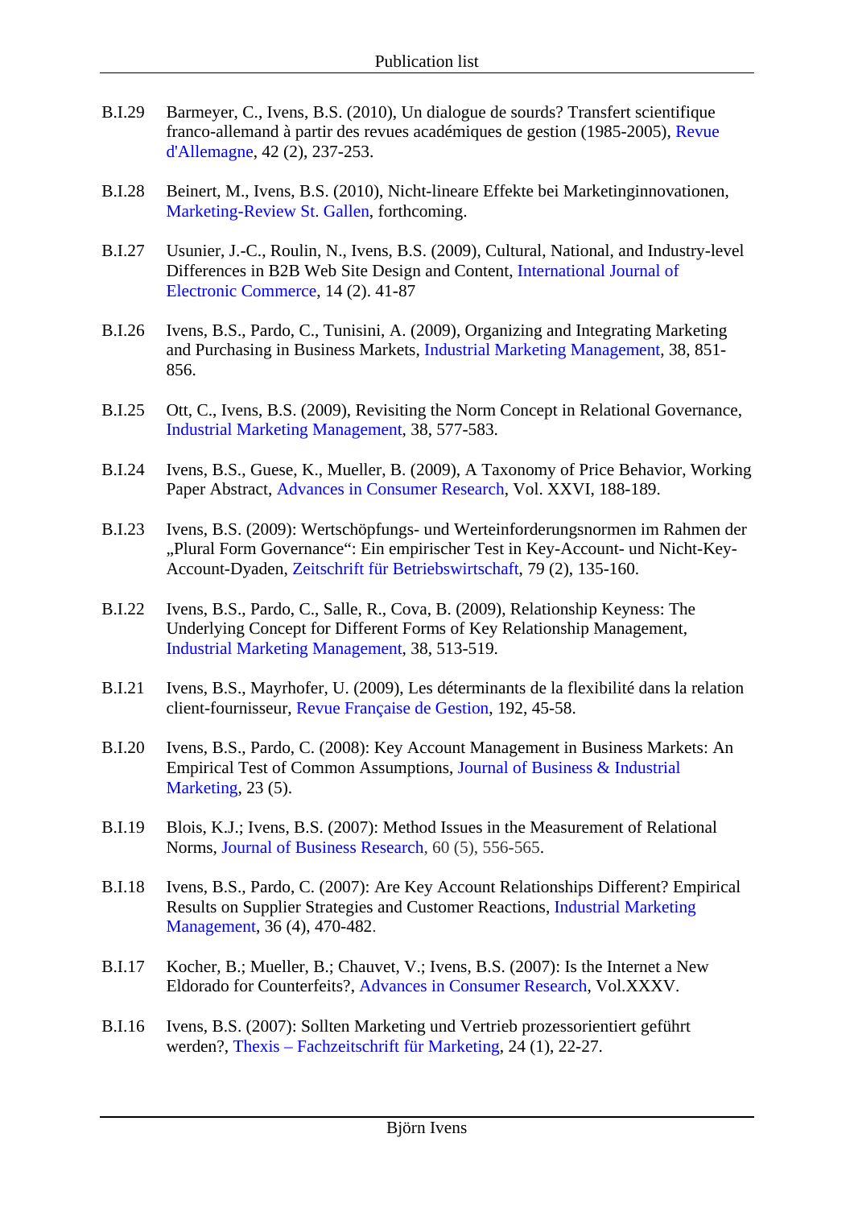B.I.29 Barmeyer, C., Ivens, B.S. (2010), Un dialogue de sourds? Transfert scientifique franco-allemand à partir des revues académiques de gestion (1985-2005), Revue d'Allemagne, 42 (2), 237-253.

B.I.28 Beinert, M., Ivens, B.S. (2010), Nicht-lineare Effekte bei Marketinginnovationen, Marketing-Review St. Gallen, forthcoming.

B.I.27 Usunier, J.-C., Roulin, N., Ivens, B.S. (2009), Cultural, National, and Industry-level Differences in B2B Web Site Design and Content, International Journal of Electronic Commerce, 14 (2). 41-87

B.I.26 Ivens, B.S., Pardo, C., Tunisini, A. (2009), Organizing and Integrating Marketing and Purchasing in Business Markets, Industrial Marketing Management, 38, 851-856.

B.I.25 Ott, C., Ivens, B.S. (2009), Revisiting the Norm Concept in Relational Governance, Industrial Marketing Management, 38, 577-583.

B.I.24 Ivens, B.S., Guese, K., Mueller, B. (2009), A Taxonomy of Price Behavior, Working Paper Abstract, Advances in Consumer Research, Vol. XXVI, 188-189.

B.I.23 Ivens, B.S. (2009): Wertschöpfungs- und Werteinforderungsnormen im Rahmen der „Plural Form Governance“: Ein empirischer Test in Key-Account- und Nicht-Key-Account-Dyaden, Zeitschrift für Betriebswirtschaft, 79 (2), 135-160.

B.I.22 Ivens, B.S., Pardo, C., Salle, R., Cova, B. (2009), Relationship Keyness: The Underlying Concept for Different Forms of Key Relationship Management, Industrial Marketing Management, 38, 513-519.

B.I.21 Ivens, B.S., Mayrhofer, U. (2009), Les déterminants de la flexibilité dans la relation client-fournisseur, Revue Française de Gestion, 192, 45-58.

B.I.20 Ivens, B.S., Pardo, C. (2008): Key Account Management in Business Markets: An Empirical Test of Common Assumptions, Journal of Business & Industrial Marketing, 23 (5).

B.I.19 Blois, K.J.; Ivens, B.S. (2007): Method Issues in the Measurement of Relational Norms, Journal of Business Research, 60 (5), 556-565.

B.I.18 Ivens, B.S., Pardo, C. (2007): Are Key Account Relationships Different? Empirical Results on Supplier Strategies and Customer Reactions, Industrial Marketing Management, 36 (4), 470-482.

B.I.17 Kocher, B.; Mueller, B.; Chauvet, V.; Ivens, B.S. (2007): Is the Internet a New Eldorado for Counterfeits?, Advances in Consumer Research, Vol.XXXV.

B.I.16 Ivens, B.S. (2007): Sollten Marketing und Vertrieb prozessorientiert geführt werden?, Thexis – Fachzeitschrift für Marketing, 24 (1), 22-27.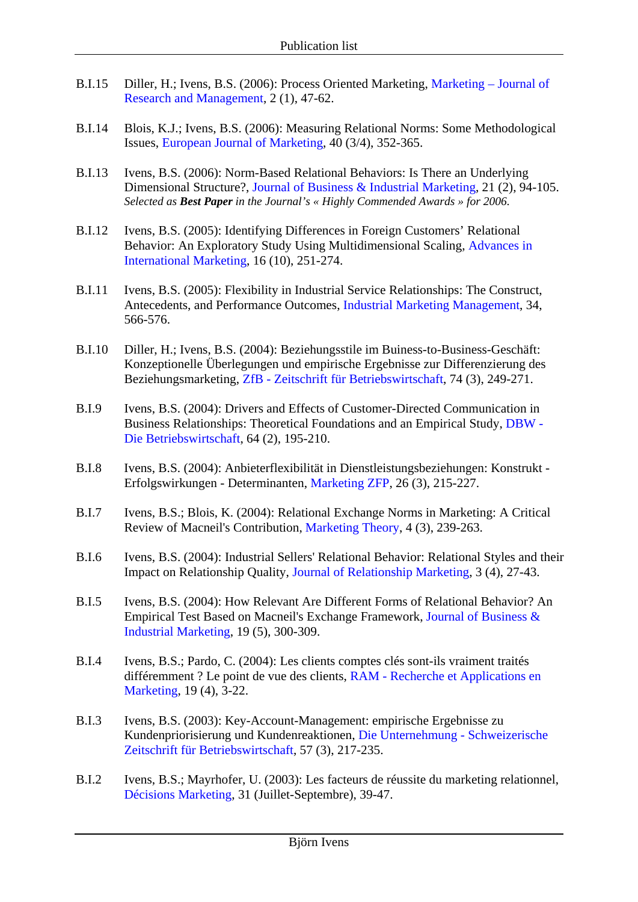B.I.15 Diller, H.; Ivens, B.S. (2006): Process Oriented Marketing, Marketing – Journal of Research and Management, 2 (1), 47-62.

B.I.14 Blois, K.J.; Ivens, B.S. (2006): Measuring Relational Norms: Some Methodological Issues, European Journal of Marketing, 40 (3/4), 352-365.

B.I.13 Ivens, B.S. (2006): Norm-Based Relational Behaviors: Is There an Underlying Dimensional Structure?, Journal of Business & Industrial Marketing, 21 (2), 94-105. *Selected as* ***Best Paper*** *in the Journal's « Highly Commended Awards » for 2006.*

B.I.12 Ivens, B.S. (2005): Identifying Differences in Foreign Customers' Relational Behavior: An Exploratory Study Using Multidimensional Scaling, Advances in International Marketing, 16 (10), 251-274.

B.I.11 Ivens, B.S. (2005): Flexibility in Industrial Service Relationships: The Construct, Antecedents, and Performance Outcomes, Industrial Marketing Management, 34, 566-576.

B.I.10 Diller, H.; Ivens, B.S. (2004): Beziehungsstile im Buiness-to-Business-Geschäft: Konzeptionelle Überlegungen und empirische Ergebnisse zur Differenzierung des Beziehungsmarketing, ZfB - Zeitschrift für Betriebswirtschaft, 74 (3), 249-271.

B.I.9 Ivens, B.S. (2004): Drivers and Effects of Customer-Directed Communication in Business Relationships: Theoretical Foundations and an Empirical Study, DBW - Die Betriebswirtschaft, 64 (2), 195-210.

B.I.8 Ivens, B.S. (2004): Anbieterflexibilität in Dienstleistungsbeziehungen: Konstrukt - Erfolgswirkungen - Determinanten, Marketing ZFP, 26 (3), 215-227.

B.I.7 Ivens, B.S.; Blois, K. (2004): Relational Exchange Norms in Marketing: A Critical Review of Macneil's Contribution, Marketing Theory, 4 (3), 239-263.

B.I.6 Ivens, B.S. (2004): Industrial Sellers' Relational Behavior: Relational Styles and their Impact on Relationship Quality, Journal of Relationship Marketing, 3 (4), 27-43.

B.I.5 Ivens, B.S. (2004): How Relevant Are Different Forms of Relational Behavior? An Empirical Test Based on Macneil's Exchange Framework, Journal of Business & Industrial Marketing, 19 (5), 300-309.

B.I.4 Ivens, B.S.; Pardo, C. (2004): Les clients comptes clés sont-ils vraiment traités différemment ? Le point de vue des clients, RAM - Recherche et Applications en Marketing, 19 (4), 3-22.

B.I.3 Ivens, B.S. (2003): Key-Account-Management: empirische Ergebnisse zu Kundenpriorisierung und Kundenreaktionen, Die Unternehmung - Schweizerische Zeitschrift für Betriebswirtschaft, 57 (3), 217-235.

B.I.2 Ivens, B.S.; Mayrhofer, U. (2003): Les facteurs de réussite du marketing relationnel, Décisions Marketing, 31 (Juillet-Septembre), 39-47.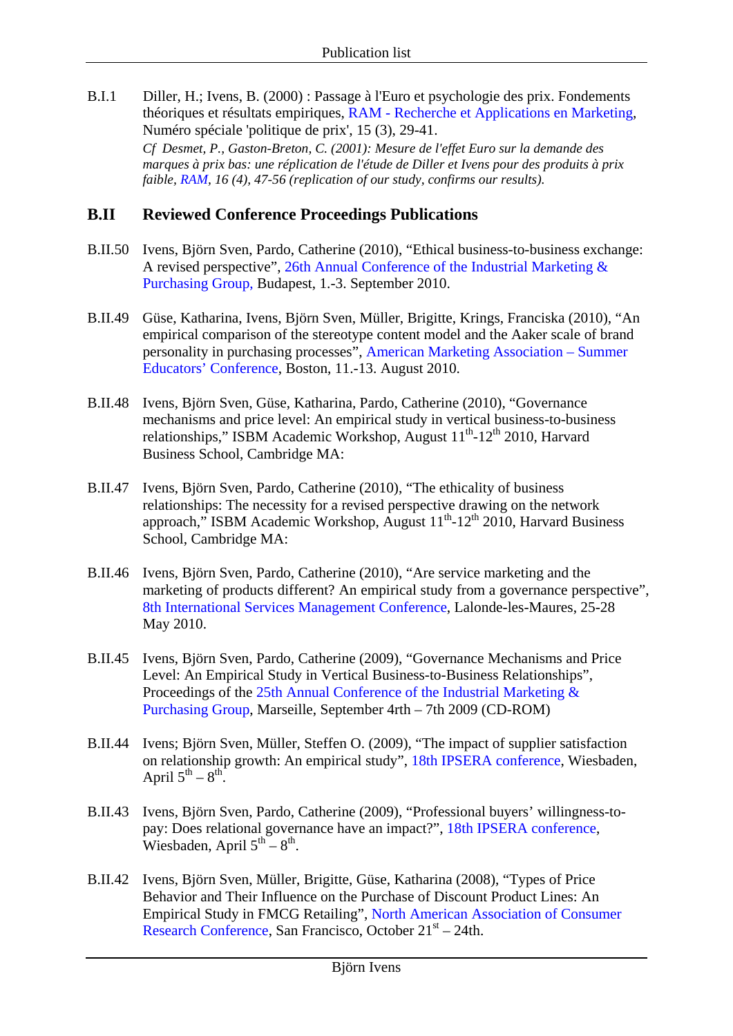B.I.1 Diller, H.; Ivens, B. (2000) : Passage à l'Euro et psychologie des prix. Fondements théoriques et résultats empiriques, RAM - Recherche et Applications en Marketing, Numéro spéciale 'politique de prix', 15 (3), 29-41.
*Cf Desmet, P., Gaston-Breton, C. (2001): Mesure de l'effet Euro sur la demande des marques à prix bas: une réplication de l'étude de Diller et Ivens pour des produits à prix faible, RAM, 16 (4), 47-56 (replication of our study, confirms our results).*

## B.II Reviewed Conference Proceedings Publications

B.II.50 Ivens, Björn Sven, Pardo, Catherine (2010), "Ethical business-to-business exchange: A revised perspective", 26th Annual Conference of the Industrial Marketing & Purchasing Group, Budapest, 1.-3. September 2010.

B.II.49 Güse, Katharina, Ivens, Björn Sven, Müller, Brigitte, Krings, Franciska (2010), "An empirical comparison of the stereotype content model and the Aaker scale of brand personality in purchasing processes", American Marketing Association – Summer Educators' Conference, Boston, 11.-13. August 2010.

B.II.48 Ivens, Björn Sven, Güse, Katharina, Pardo, Catherine (2010), "Governance mechanisms and price level: An empirical study in vertical business-to-business relationships," ISBM Academic Workshop, August 11th-12th 2010, Harvard Business School, Cambridge MA:

B.II.47 Ivens, Björn Sven, Pardo, Catherine (2010), "The ethicality of business relationships: The necessity for a revised perspective drawing on the network approach," ISBM Academic Workshop, August 11th-12th 2010, Harvard Business School, Cambridge MA:

B.II.46 Ivens, Björn Sven, Pardo, Catherine (2010), "Are service marketing and the marketing of products different? An empirical study from a governance perspective", 8th International Services Management Conference, Lalonde-les-Maures, 25-28 May 2010.

B.II.45 Ivens, Björn Sven, Pardo, Catherine (2009), "Governance Mechanisms and Price Level: An Empirical Study in Vertical Business-to-Business Relationships", Proceedings of the 25th Annual Conference of the Industrial Marketing & Purchasing Group, Marseille, September 4rth – 7th 2009 (CD-ROM)

B.II.44 Ivens; Björn Sven, Müller, Steffen O. (2009), "The impact of supplier satisfaction on relationship growth: An empirical study", 18th IPSERA conference, Wiesbaden, April 5th – 8th.

B.II.43 Ivens, Björn Sven, Pardo, Catherine (2009), "Professional buyers' willingness-to-pay: Does relational governance have an impact?", 18th IPSERA conference, Wiesbaden, April 5th – 8th.

B.II.42 Ivens, Björn Sven, Müller, Brigitte, Güse, Katharina (2008), "Types of Price Behavior and Their Influence on the Purchase of Discount Product Lines: An Empirical Study in FMCG Retailing", North American Association of Consumer Research Conference, San Francisco, October 21st – 24th.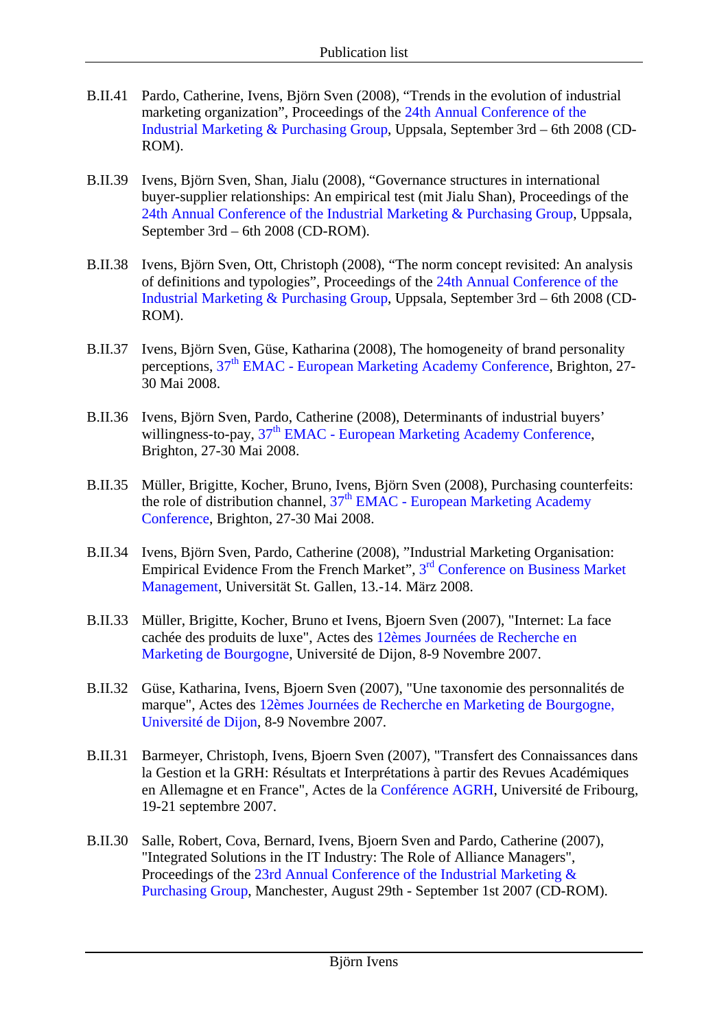B.II.41 Pardo, Catherine, Ivens, Björn Sven (2008), "Trends in the evolution of industrial marketing organization", Proceedings of the 24th Annual Conference of the Industrial Marketing & Purchasing Group, Uppsala, September 3rd – 6th 2008 (CD-ROM).

B.II.39 Ivens, Björn Sven, Shan, Jialu (2008), "Governance structures in international buyer-supplier relationships: An empirical test (mit Jialu Shan), Proceedings of the 24th Annual Conference of the Industrial Marketing & Purchasing Group, Uppsala, September 3rd – 6th 2008 (CD-ROM).

B.II.38 Ivens, Björn Sven, Ott, Christoph (2008), "The norm concept revisited: An analysis of definitions and typologies", Proceedings of the 24th Annual Conference of the Industrial Marketing & Purchasing Group, Uppsala, September 3rd – 6th 2008 (CD-ROM).

B.II.37 Ivens, Björn Sven, Güse, Katharina (2008), The homogeneity of brand personality perceptions, 37th EMAC - European Marketing Academy Conference, Brighton, 27-30 Mai 2008.

B.II.36 Ivens, Björn Sven, Pardo, Catherine (2008), Determinants of industrial buyers' willingness-to-pay, 37th EMAC - European Marketing Academy Conference, Brighton, 27-30 Mai 2008.

B.II.35 Müller, Brigitte, Kocher, Bruno, Ivens, Björn Sven (2008), Purchasing counterfeits: the role of distribution channel, 37th EMAC - European Marketing Academy Conference, Brighton, 27-30 Mai 2008.

B.II.34 Ivens, Björn Sven, Pardo, Catherine (2008), "Industrial Marketing Organisation: Empirical Evidence From the French Market", 3rd Conference on Business Market Management, Universität St. Gallen, 13.-14. März 2008.

B.II.33 Müller, Brigitte, Kocher, Bruno et Ivens, Bjoern Sven (2007), "Internet: La face cachée des produits de luxe", Actes des 12èmes Journées de Recherche en Marketing de Bourgogne, Université de Dijon, 8-9 Novembre 2007.

B.II.32 Güse, Katharina, Ivens, Bjoern Sven (2007), "Une taxonomie des personnalités de marque", Actes des 12èmes Journées de Recherche en Marketing de Bourgogne, Université de Dijon, 8-9 Novembre 2007.

B.II.31 Barmeyer, Christoph, Ivens, Bjoern Sven (2007), "Transfert des Connaissances dans la Gestion et la GRH: Résultats et Interprétations à partir des Revues Académiques en Allemagne et en France", Actes de la Conférence AGRH, Université de Fribourg, 19-21 septembre 2007.

B.II.30 Salle, Robert, Cova, Bernard, Ivens, Bjoern Sven and Pardo, Catherine (2007), "Integrated Solutions in the IT Industry: The Role of Alliance Managers", Proceedings of the 23rd Annual Conference of the Industrial Marketing & Purchasing Group, Manchester, August 29th - September 1st 2007 (CD-ROM).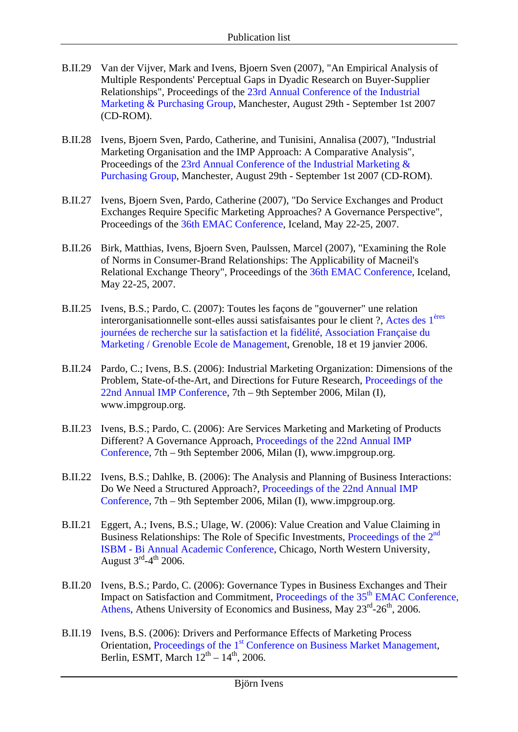B.II.29 Van der Vijver, Mark and Ivens, Bjoern Sven (2007), "An Empirical Analysis of Multiple Respondents' Perceptual Gaps in Dyadic Research on Buyer-Supplier Relationships", Proceedings of the 23rd Annual Conference of the Industrial Marketing & Purchasing Group, Manchester, August 29th - September 1st 2007 (CD-ROM).

B.II.28 Ivens, Bjoern Sven, Pardo, Catherine, and Tunisini, Annalisa (2007), "Industrial Marketing Organisation and the IMP Approach: A Comparative Analysis", Proceedings of the 23rd Annual Conference of the Industrial Marketing & Purchasing Group, Manchester, August 29th - September 1st 2007 (CD-ROM).

B.II.27 Ivens, Bjoern Sven, Pardo, Catherine (2007), "Do Service Exchanges and Product Exchanges Require Specific Marketing Approaches? A Governance Perspective", Proceedings of the 36th EMAC Conference, Iceland, May 22-25, 2007.

B.II.26 Birk, Matthias, Ivens, Bjoern Sven, Paulssen, Marcel (2007), "Examining the Role of Norms in Consumer-Brand Relationships: The Applicability of Macneil's Relational Exchange Theory", Proceedings of the 36th EMAC Conference, Iceland, May 22-25, 2007.

B.II.25 Ivens, B.S.; Pardo, C. (2007): Toutes les façons de "gouverner" une relation interorganisationnelle sont-elles aussi satisfaisantes pour le client ?, Actes des 1ères journées de recherche sur la satisfaction et la fidélité, Association Française du Marketing / Grenoble Ecole de Management, Grenoble, 18 et 19 janvier 2006.

B.II.24 Pardo, C.; Ivens, B.S. (2006): Industrial Marketing Organization: Dimensions of the Problem, State-of-the-Art, and Directions for Future Research, Proceedings of the 22nd Annual IMP Conference, 7th – 9th September 2006, Milan (I), www.impgroup.org.

B.II.23 Ivens, B.S.; Pardo, C. (2006): Are Services Marketing and Marketing of Products Different? A Governance Approach, Proceedings of the 22nd Annual IMP Conference, 7th – 9th September 2006, Milan (I), www.impgroup.org.

B.II.22 Ivens, B.S.; Dahlke, B. (2006): The Analysis and Planning of Business Interactions: Do We Need a Structured Approach?, Proceedings of the 22nd Annual IMP Conference, 7th – 9th September 2006, Milan (I), www.impgroup.org.

B.II.21 Eggert, A.; Ivens, B.S.; Ulage, W. (2006): Value Creation and Value Claiming in Business Relationships: The Role of Specific Investments, Proceedings of the 2nd ISBM - Bi Annual Academic Conference, Chicago, North Western University, August 3rd-4th 2006.

B.II.20 Ivens, B.S.; Pardo, C. (2006): Governance Types in Business Exchanges and Their Impact on Satisfaction and Commitment, Proceedings of the 35th EMAC Conference, Athens, Athens University of Economics and Business, May 23rd-26th, 2006.

B.II.19 Ivens, B.S. (2006): Drivers and Performance Effects of Marketing Process Orientation, Proceedings of the 1st Conference on Business Market Management, Berlin, ESMT, March 12th – 14th, 2006.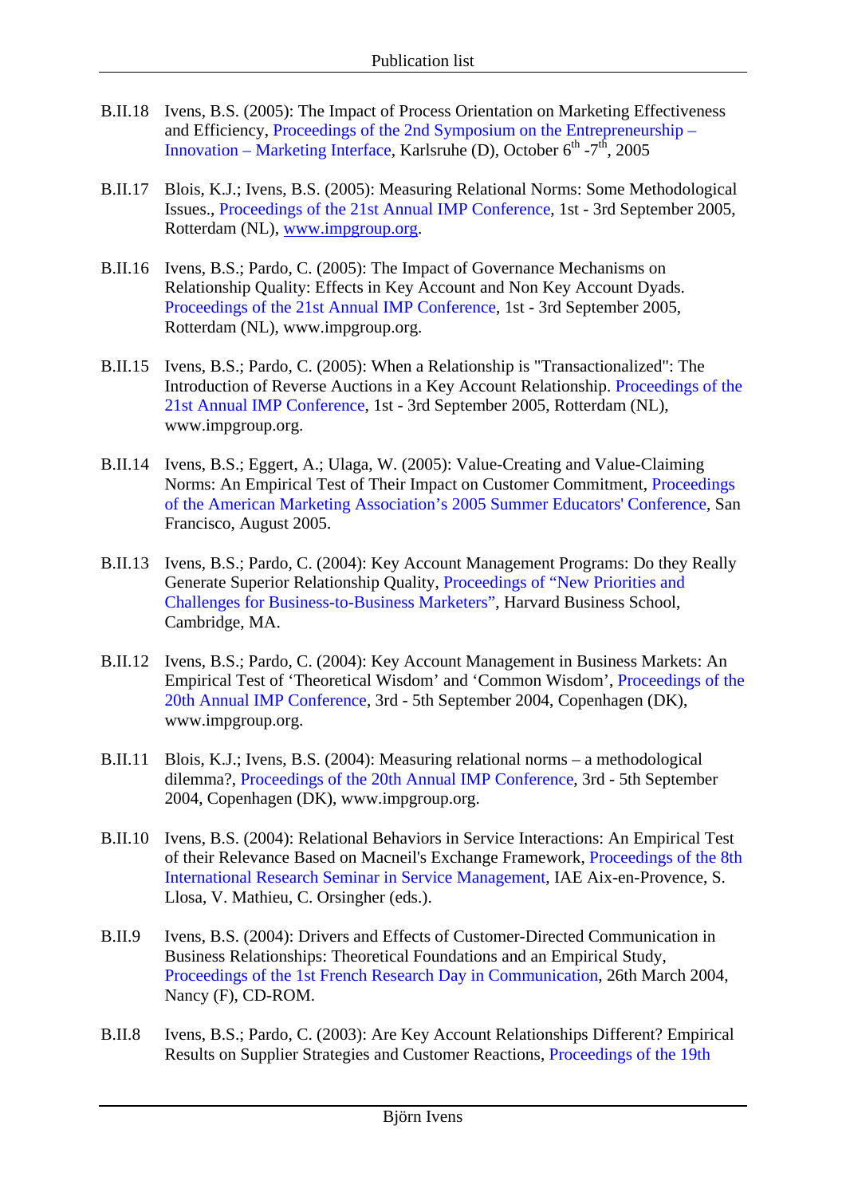B.II.18 Ivens, B.S. (2005): The Impact of Process Orientation on Marketing Effectiveness and Efficiency, Proceedings of the 2nd Symposium on the Entrepreneurship – Innovation – Marketing Interface, Karlsruhe (D), October 6th -7th, 2005

B.II.17 Blois, K.J.; Ivens, B.S. (2005): Measuring Relational Norms: Some Methodological Issues., Proceedings of the 21st Annual IMP Conference, 1st - 3rd September 2005, Rotterdam (NL), www.impgroup.org.

B.II.16 Ivens, B.S.; Pardo, C. (2005): The Impact of Governance Mechanisms on Relationship Quality: Effects in Key Account and Non Key Account Dyads. Proceedings of the 21st Annual IMP Conference, 1st - 3rd September 2005, Rotterdam (NL), www.impgroup.org.

B.II.15 Ivens, B.S.; Pardo, C. (2005): When a Relationship is "Transactionalized": The Introduction of Reverse Auctions in a Key Account Relationship. Proceedings of the 21st Annual IMP Conference, 1st - 3rd September 2005, Rotterdam (NL), www.impgroup.org.

B.II.14 Ivens, B.S.; Eggert, A.; Ulaga, W. (2005): Value-Creating and Value-Claiming Norms: An Empirical Test of Their Impact on Customer Commitment, Proceedings of the American Marketing Association's 2005 Summer Educators' Conference, San Francisco, August 2005.

B.II.13 Ivens, B.S.; Pardo, C. (2004): Key Account Management Programs: Do they Really Generate Superior Relationship Quality, Proceedings of "New Priorities and Challenges for Business-to-Business Marketers", Harvard Business School, Cambridge, MA.

B.II.12 Ivens, B.S.; Pardo, C. (2004): Key Account Management in Business Markets: An Empirical Test of 'Theoretical Wisdom' and 'Common Wisdom', Proceedings of the 20th Annual IMP Conference, 3rd - 5th September 2004, Copenhagen (DK), www.impgroup.org.

B.II.11 Blois, K.J.; Ivens, B.S. (2004): Measuring relational norms – a methodological dilemma?, Proceedings of the 20th Annual IMP Conference, 3rd - 5th September 2004, Copenhagen (DK), www.impgroup.org.

B.II.10 Ivens, B.S. (2004): Relational Behaviors in Service Interactions: An Empirical Test of their Relevance Based on Macneil's Exchange Framework, Proceedings of the 8th International Research Seminar in Service Management, IAE Aix-en-Provence, S. Llosa, V. Mathieu, C. Orsingher (eds.).

B.II.9 Ivens, B.S. (2004): Drivers and Effects of Customer-Directed Communication in Business Relationships: Theoretical Foundations and an Empirical Study, Proceedings of the 1st French Research Day in Communication, 26th March 2004, Nancy (F), CD-ROM.

B.II.8 Ivens, B.S.; Pardo, C. (2003): Are Key Account Relationships Different? Empirical Results on Supplier Strategies and Customer Reactions, Proceedings of the 19th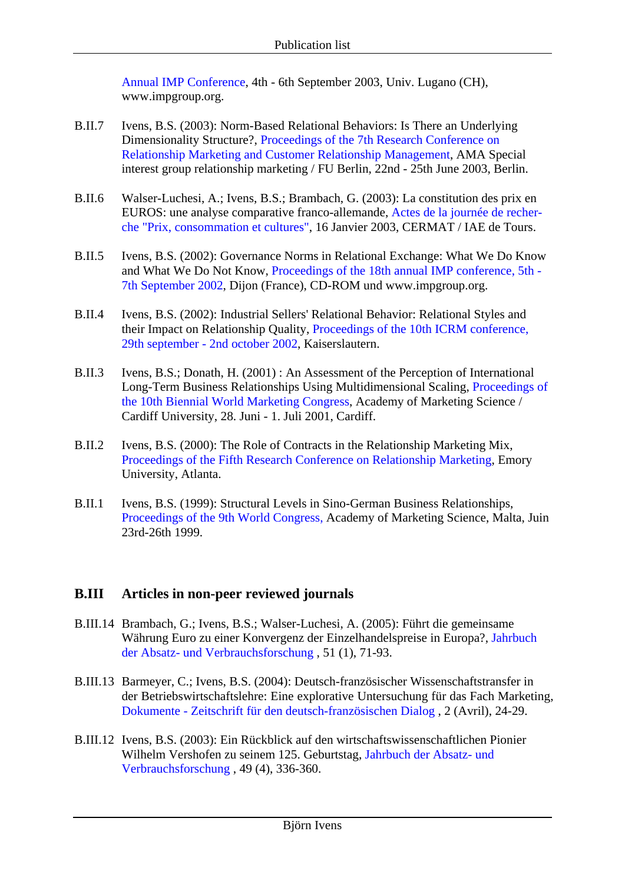Annual IMP Conference, 4th - 6th September 2003, Univ. Lugano (CH), www.impgroup.org.

B.II.7 Ivens, B.S. (2003): Norm-Based Relational Behaviors: Is There an Underlying Dimensionality Structure?, Proceedings of the 7th Research Conference on Relationship Marketing and Customer Relationship Management, AMA Special interest group relationship marketing / FU Berlin, 22nd - 25th June 2003, Berlin.

B.II.6 Walser-Luchesi, A.; Ivens, B.S.; Brambach, G. (2003): La constitution des prix en EUROS: une analyse comparative franco-allemande, Actes de la journée de recherche "Prix, consommation et cultures", 16 Janvier 2003, CERMAT / IAE de Tours.

B.II.5 Ivens, B.S. (2002): Governance Norms in Relational Exchange: What We Do Know and What We Do Not Know, Proceedings of the 18th annual IMP conference, 5th - 7th September 2002, Dijon (France), CD-ROM und www.impgroup.org.

B.II.4 Ivens, B.S. (2002): Industrial Sellers' Relational Behavior: Relational Styles and their Impact on Relationship Quality, Proceedings of the 10th ICRM conference, 29th september - 2nd october 2002, Kaiserslautern.

B.II.3 Ivens, B.S.; Donath, H. (2001) : An Assessment of the Perception of International Long-Term Business Relationships Using Multidimensional Scaling, Proceedings of the 10th Biennial World Marketing Congress, Academy of Marketing Science / Cardiff University, 28. Juni - 1. Juli 2001, Cardiff.

B.II.2 Ivens, B.S. (2000): The Role of Contracts in the Relationship Marketing Mix, Proceedings of the Fifth Research Conference on Relationship Marketing, Emory University, Atlanta.

B.II.1 Ivens, B.S. (1999): Structural Levels in Sino-German Business Relationships, Proceedings of the 9th World Congress, Academy of Marketing Science, Malta, Juin 23rd-26th 1999.

## B.III Articles in non-peer reviewed journals

B.III.14 Brambach, G.; Ivens, B.S.; Walser-Luchesi, A. (2005): Führt die gemeinsame Währung Euro zu einer Konvergenz der Einzelhandelspreise in Europa?, Jahrbuch der Absatz- und Verbrauchsforschung , 51 (1), 71-93.

B.III.13 Barmeyer, C.; Ivens, B.S. (2004): Deutsch-französischer Wissenschaftstransfer in der Betriebswirtschaftslehre: Eine explorative Untersuchung für das Fach Marketing, Dokumente - Zeitschrift für den deutsch-französischen Dialog , 2 (Avril), 24-29.

B.III.12 Ivens, B.S. (2003): Ein Rückblick auf den wirtschaftswissenschaftlichen Pionier Wilhelm Vershofen zu seinem 125. Geburtstag, Jahrbuch der Absatz- und Verbrauchsforschung , 49 (4), 336-360.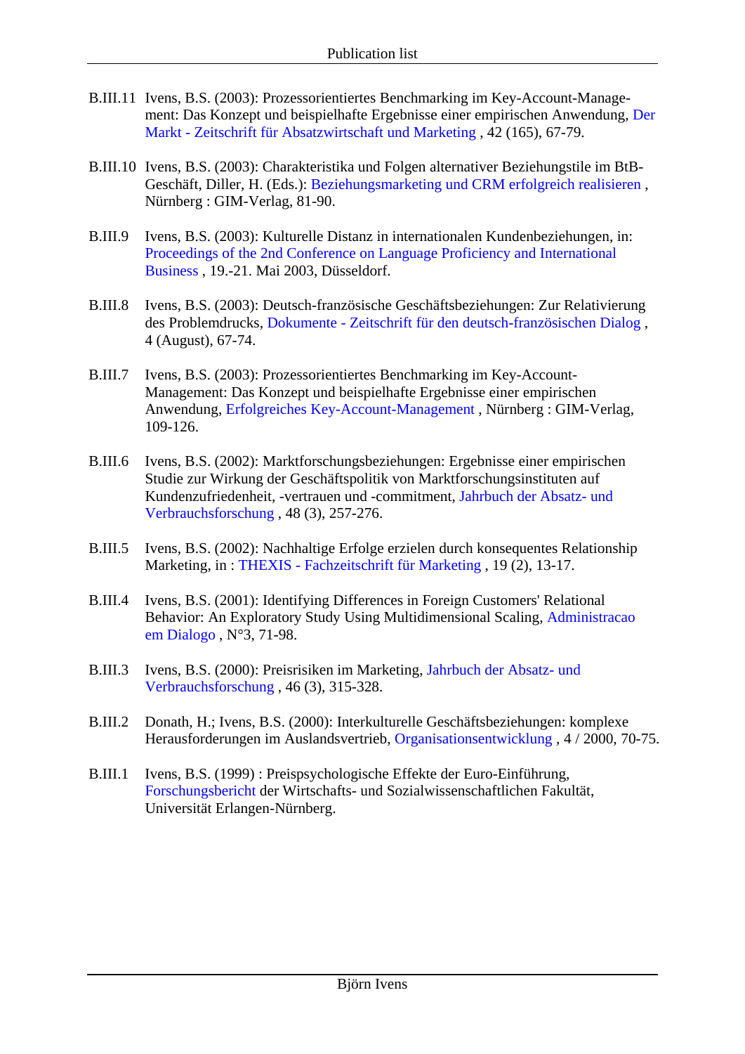B.III.11 Ivens, B.S. (2003): Prozessorientiertes Benchmarking im Key-Account-Management: Das Konzept und beispielhafte Ergebnisse einer empirischen Anwendung, Der Markt - Zeitschrift für Absatzwirtschaft und Marketing , 42 (165), 67-79.

B.III.10 Ivens, B.S. (2003): Charakteristika und Folgen alternativer Beziehungsstile im BtB-Geschäft, Diller, H. (Eds.): Beziehungsmarketing und CRM erfolgreich realisieren , Nürnberg : GIM-Verlag, 81-90.

B.III.9 Ivens, B.S. (2003): Kulturelle Distanz in internationalen Kundenbeziehungen, in: Proceedings of the 2nd Conference on Language Proficiency and International Business , 19.-21. Mai 2003, Düsseldorf.

B.III.8 Ivens, B.S. (2003): Deutsch-französische Geschäftsbeziehungen: Zur Relativierung des Problemdrucks, Dokumente - Zeitschrift für den deutsch-französischen Dialog , 4 (August), 67-74.

B.III.7 Ivens, B.S. (2003): Prozessorientiertes Benchmarking im Key-Account-Management: Das Konzept und beispielhafte Ergebnisse einer empirischen Anwendung, Erfolgreiches Key-Account-Management , Nürnberg : GIM-Verlag, 109-126.

B.III.6 Ivens, B.S. (2002): Marktforschungsbeziehungen: Ergebnisse einer empirischen Studie zur Wirkung der Geschäftspolitik von Marktforschungsinstituten auf Kundenzufriedenheit, -vertrauen und -commitment, Jahrbuch der Absatz- und Verbrauchsforschung , 48 (3), 257-276.

B.III.5 Ivens, B.S. (2002): Nachhaltige Erfolge erzielen durch konsequentes Relationship Marketing, in : THEXIS - Fachzeitschrift für Marketing , 19 (2), 13-17.

B.III.4 Ivens, B.S. (2001): Identifying Differences in Foreign Customers' Relational Behavior: An Exploratory Study Using Multidimensional Scaling, Administracao em Dialogo , N°3, 71-98.

B.III.3 Ivens, B.S. (2000): Preisrisiken im Marketing, Jahrbuch der Absatz- und Verbrauchsforschung , 46 (3), 315-328.

B.III.2 Donath, H.; Ivens, B.S. (2000): Interkulturelle Geschäftsbeziehungen: komplexe Herausforderungen im Auslandsvertrieb, Organisationsentwicklung , 4 / 2000, 70-75.

B.III.1 Ivens, B.S. (1999) : Preispsychologische Effekte der Euro-Einführung, Forschungsbericht der Wirtschafts- und Sozialwissenschaftlichen Fakultät, Universität Erlangen-Nürnberg.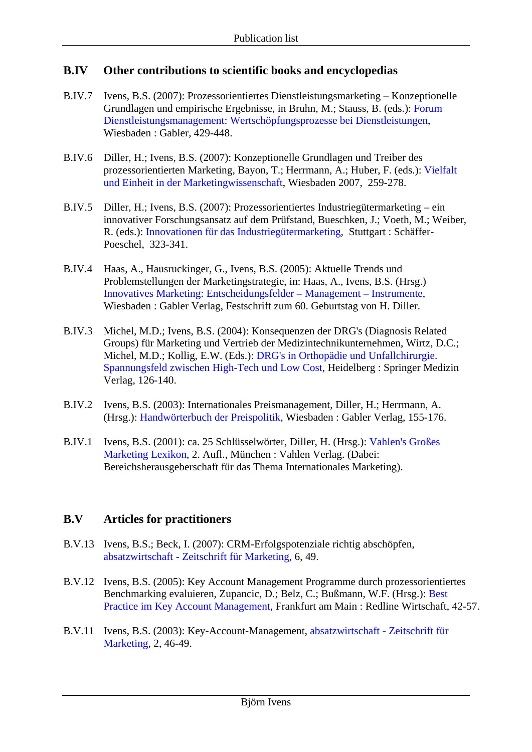## B.IV Other contributions to scientific books and encyclopedias

B.IV.7 Ivens, B.S. (2007): Prozessorientiertes Dienstleistungsmarketing – Konzeptionelle Grundlagen und empirische Ergebnisse, in Bruhn, M.; Stauss, B. (eds.): Forum Dienstleistungsmanagement: Wertschöpfungsprozesse bei Dienstleistungen, Wiesbaden : Gabler, 429-448.

B.IV.6 Diller, H.; Ivens, B.S. (2007): Konzeptionelle Grundlagen und Treiber des prozessorientierten Marketing, Bayon, T.; Herrmann, A.; Huber, F. (eds.): Vielfalt und Einheit in der Marketingwissenschaft, Wiesbaden 2007, 259-278.

B.IV.5 Diller, H.; Ivens, B.S. (2007): Prozessorientiertes Industriegütermarketing – ein innovativer Forschungsansatz auf dem Prüfstand, Bueschken, J.; Voeth, M.; Weiber, R. (eds.): Innovationen für das Industriegütermarketing, Stuttgart : Schäffer-Poeschel, 323-341.

B.IV.4 Haas, A., Hausruckinger, G., Ivens, B.S. (2005): Aktuelle Trends und Problemstellungen der Marketingstrategie, in: Haas, A., Ivens, B.S. (Hrsg.) Innovatives Marketing: Entscheidungsfelder – Management – Instrumente, Wiesbaden : Gabler Verlag, Festschrift zum 60. Geburtstag von H. Diller.

B.IV.3 Michel, M.D.; Ivens, B.S. (2004): Konsequenzen der DRG's (Diagnosis Related Groups) für Marketing und Vertrieb der Medizintechnikunternehmen, Wirtz, D.C.; Michel, M.D.; Kollig, E.W. (Eds.): DRG's in Orthopädie und Unfallchirurgie. Spannungsfeld zwischen High-Tech und Low Cost, Heidelberg : Springer Medizin Verlag, 126-140.

B.IV.2 Ivens, B.S. (2003): Internationales Preismanagement, Diller, H.; Herrmann, A. (Hrsg.): Handwörterbuch der Preispolitik, Wiesbaden : Gabler Verlag, 155-176.

B.IV.1 Ivens, B.S. (2001): ca. 25 Schlüsselwörter, Diller, H. (Hrsg.): Vahlen's Großes Marketing Lexikon, 2. Aufl., München : Vahlen Verlag. (Dabei: Bereichsherausgeberschaft für das Thema Internationales Marketing).

## B.V Articles for practitioners

B.V.13 Ivens, B.S.; Beck, I. (2007): CRM-Erfolgspotenziale richtig abschöpfen, absatzwirtschaft - Zeitschrift für Marketing, 6, 49.

B.V.12 Ivens, B.S. (2005): Key Account Management Programme durch prozessorientiertes Benchmarking evaluieren, Zupancic, D.; Belz, C.; Bußmann, W.F. (Hrsg.): Best Practice im Key Account Management, Frankfurt am Main : Redline Wirtschaft, 42-57.

B.V.11 Ivens, B.S. (2003): Key-Account-Management, absatzwirtschaft - Zeitschrift für Marketing, 2, 46-49.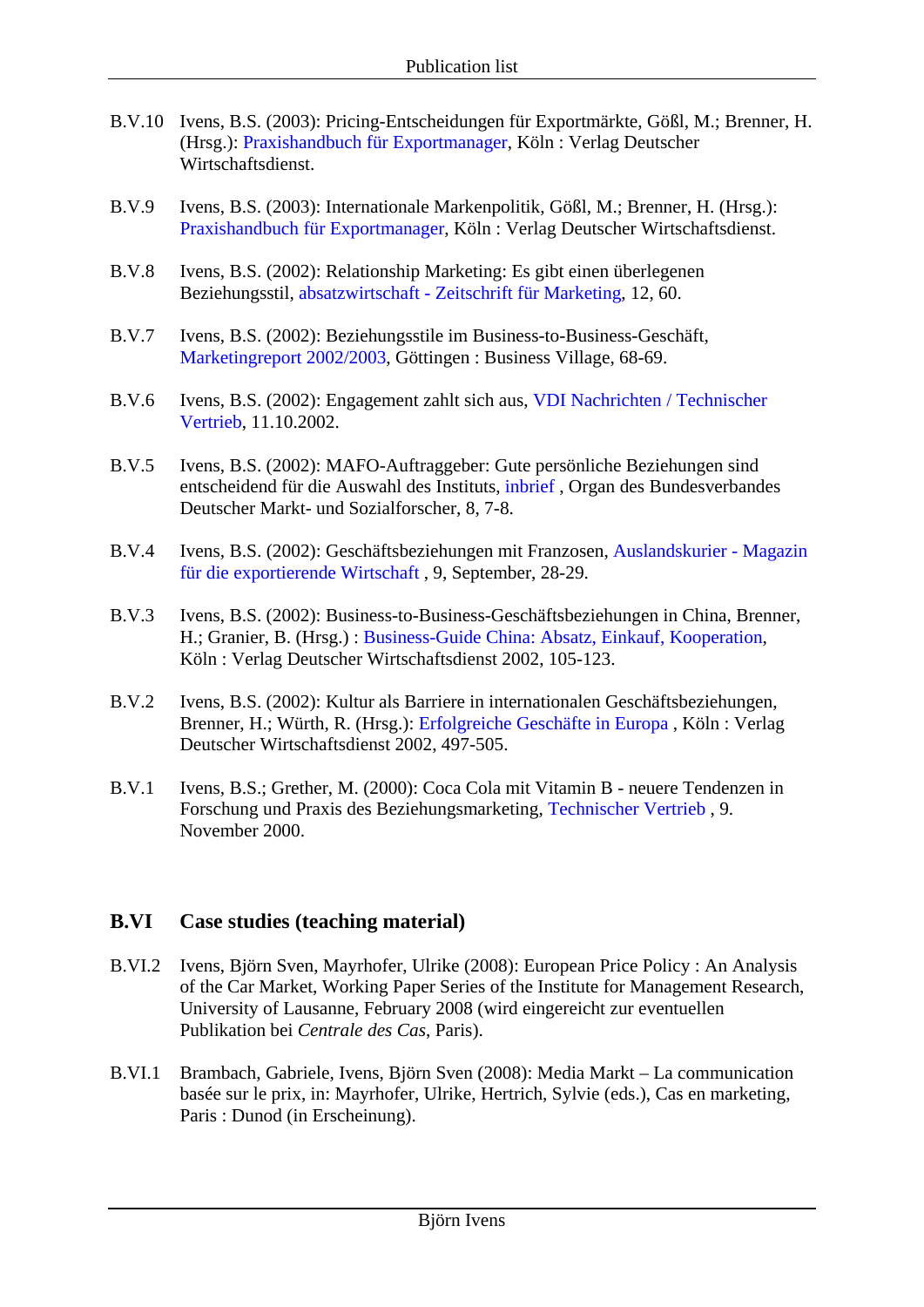B.V.10 Ivens, B.S. (2003): Pricing-Entscheidungen für Exportmärkte, Gößl, M.; Brenner, H. (Hrsg.): Praxishandbuch für Exportmanager, Köln : Verlag Deutscher Wirtschaftsdienst.

B.V.9 Ivens, B.S. (2003): Internationale Markenpolitik, Gößl, M.; Brenner, H. (Hrsg.): Praxishandbuch für Exportmanager, Köln : Verlag Deutscher Wirtschaftsdienst.

B.V.8 Ivens, B.S. (2002): Relationship Marketing: Es gibt einen überlegenen Beziehungsstil, absatzwirtschaft - Zeitschrift für Marketing, 12, 60.

B.V.7 Ivens, B.S. (2002): Beziehungsstile im Business-to-Business-Geschäft, Marketingreport 2002/2003, Göttingen : Business Village, 68-69.

B.V.6 Ivens, B.S. (2002): Engagement zahlt sich aus, VDI Nachrichten / Technischer Vertrieb, 11.10.2002.

B.V.5 Ivens, B.S. (2002): MAFO-Auftraggeber: Gute persönliche Beziehungen sind entscheidend für die Auswahl des Instituts, inbrief , Organ des Bundesverbandes Deutscher Markt- und Sozialforscher, 8, 7-8.

B.V.4 Ivens, B.S. (2002): Geschäftsbeziehungen mit Franzosen, Auslandskurier - Magazin für die exportierende Wirtschaft , 9, September, 28-29.

B.V.3 Ivens, B.S. (2002): Business-to-Business-Geschäftsbeziehungen in China, Brenner, H.; Granier, B. (Hrsg.) : Business-Guide China: Absatz, Einkauf, Kooperation, Köln : Verlag Deutscher Wirtschaftsdienst 2002, 105-123.

B.V.2 Ivens, B.S. (2002): Kultur als Barriere in internationalen Geschäftsbeziehungen, Brenner, H.; Würth, R. (Hrsg.): Erfolgreiche Geschäfte in Europa , Köln : Verlag Deutscher Wirtschaftsdienst 2002, 497-505.

B.V.1 Ivens, B.S.; Grether, M. (2000): Coca Cola mit Vitamin B - neuere Tendenzen in Forschung und Praxis des Beziehungsmarketing, Technischer Vertrieb , 9. November 2000.

## B.VI Case studies (teaching material)

B.VI.2 Ivens, Björn Sven, Mayrhofer, Ulrike (2008): European Price Policy : An Analysis of the Car Market, Working Paper Series of the Institute for Management Research, University of Lausanne, February 2008 (wird eingereicht zur eventuellen Publikation bei *Centrale des Cas*, Paris).

B.VI.1 Brambach, Gabriele, Ivens, Björn Sven (2008): Media Markt – La communication basée sur le prix, in: Mayrhofer, Ulrike, Hertrich, Sylvie (eds.), Cas en marketing, Paris : Dunod (in Erscheinung).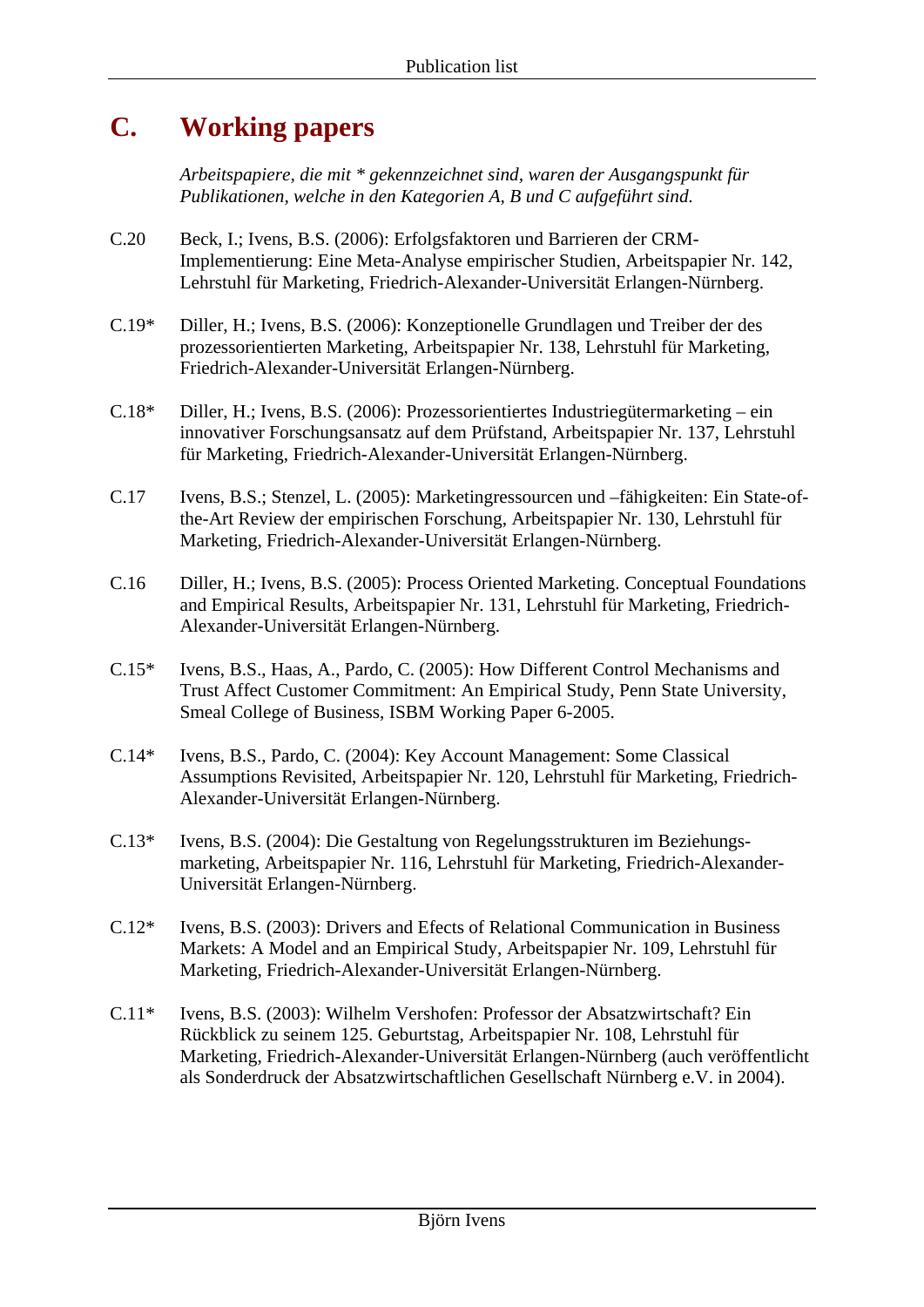# C. Working papers

*Arbeitspapiere, die mit * gekennzeichnet sind, waren der Ausgangspunkt für Publikationen, welche in den Kategorien A, B und C aufgeführt sind.*

C.20 Beck, I.; Ivens, B.S. (2006): Erfolgsfaktoren und Barrieren der CRM-Implementierung: Eine Meta-Analyse empirischer Studien, Arbeitspapier Nr. 142, Lehrstuhl für Marketing, Friedrich-Alexander-Universität Erlangen-Nürnberg.

C.19* Diller, H.; Ivens, B.S. (2006): Konzeptionelle Grundlagen und Treiber der des prozessorientierten Marketing, Arbeitspapier Nr. 138, Lehrstuhl für Marketing, Friedrich-Alexander-Universität Erlangen-Nürnberg.

C.18* Diller, H.; Ivens, B.S. (2006): Prozessorientiertes Industriegütermarketing – ein innovativer Forschungsansatz auf dem Prüfstand, Arbeitspapier Nr. 137, Lehrstuhl für Marketing, Friedrich-Alexander-Universität Erlangen-Nürnberg.

C.17 Ivens, B.S.; Stenzel, L. (2005): Marketingressourcen und –fähigkeiten: Ein State-of-the-Art Review der empirischen Forschung, Arbeitspapier Nr. 130, Lehrstuhl für Marketing, Friedrich-Alexander-Universität Erlangen-Nürnberg.

C.16 Diller, H.; Ivens, B.S. (2005): Process Oriented Marketing. Conceptual Foundations and Empirical Results, Arbeitspapier Nr. 131, Lehrstuhl für Marketing, Friedrich-Alexander-Universität Erlangen-Nürnberg.

C.15* Ivens, B.S., Haas, A., Pardo, C. (2005): How Different Control Mechanisms and Trust Affect Customer Commitment: An Empirical Study, Penn State University, Smeal College of Business, ISBM Working Paper 6-2005.

C.14* Ivens, B.S., Pardo, C. (2004): Key Account Management: Some Classical Assumptions Revisited, Arbeitspapier Nr. 120, Lehrstuhl für Marketing, Friedrich-Alexander-Universität Erlangen-Nürnberg.

C.13* Ivens, B.S. (2004): Die Gestaltung von Regelungsstrukturen im Beziehungs-marketing, Arbeitspapier Nr. 116, Lehrstuhl für Marketing, Friedrich-Alexander-Universität Erlangen-Nürnberg.

C.12* Ivens, B.S. (2003): Drivers and Efects of Relational Communication in Business Markets: A Model and an Empirical Study, Arbeitspapier Nr. 109, Lehrstuhl für Marketing, Friedrich-Alexander-Universität Erlangen-Nürnberg.

C.11* Ivens, B.S. (2003): Wilhelm Vershofen: Professor der Absatzwirtschaft? Ein Rückblick zu seinem 125. Geburtstag, Arbeitspapier Nr. 108, Lehrstuhl für Marketing, Friedrich-Alexander-Universität Erlangen-Nürnberg (auch veröffentlicht als Sonderdruck der Absatzwirtschaftlichen Gesellschaft Nürnberg e.V. in 2004).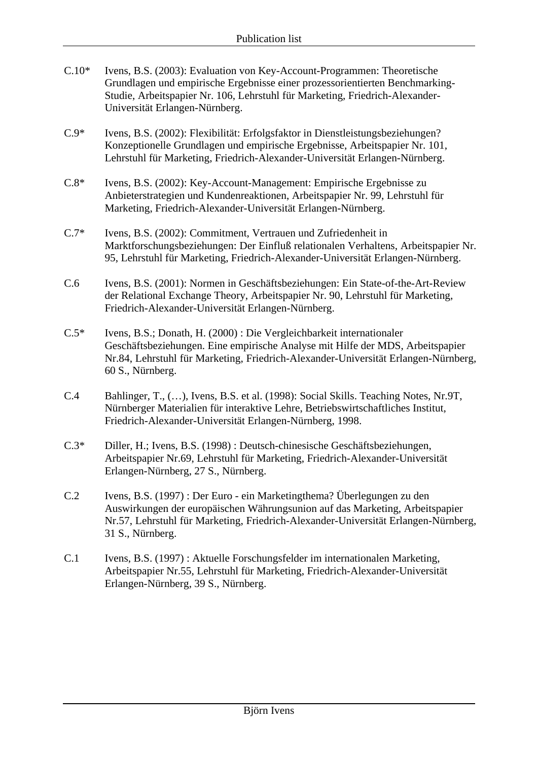C.10* Ivens, B.S. (2003): Evaluation von Key-Account-Programmen: Theoretische Grundlagen und empirische Ergebnisse einer prozessorientierten Benchmarking-Studie, Arbeitspapier Nr. 106, Lehrstuhl für Marketing, Friedrich-Alexander-Universität Erlangen-Nürnberg.

C.9* Ivens, B.S. (2002): Flexibilität: Erfolgsfaktor in Dienstleistungsbeziehungen? Konzeptionelle Grundlagen und empirische Ergebnisse, Arbeitspapier Nr. 101, Lehrstuhl für Marketing, Friedrich-Alexander-Universität Erlangen-Nürnberg.

C.8* Ivens, B.S. (2002): Key-Account-Management: Empirische Ergebnisse zu Anbieterstrategien und Kundenreaktionen, Arbeitspapier Nr. 99, Lehrstuhl für Marketing, Friedrich-Alexander-Universität Erlangen-Nürnberg.

C.7* Ivens, B.S. (2002): Commitment, Vertrauen und Zufriedenheit in Marktforschungsbeziehungen: Der Einfluß relationalen Verhaltens, Arbeitspapier Nr. 95, Lehrstuhl für Marketing, Friedrich-Alexander-Universität Erlangen-Nürnberg.

C.6 Ivens, B.S. (2001): Normen in Geschäftsbeziehungen: Ein State-of-the-Art-Review der Relational Exchange Theory, Arbeitspapier Nr. 90, Lehrstuhl für Marketing, Friedrich-Alexander-Universität Erlangen-Nürnberg.

C.5* Ivens, B.S.; Donath, H. (2000) : Die Vergleichbarkeit internationaler Geschäftsbeziehungen. Eine empirische Analyse mit Hilfe der MDS, Arbeitspapier Nr.84, Lehrstuhl für Marketing, Friedrich-Alexander-Universität Erlangen-Nürnberg, 60 S., Nürnberg.

C.4 Bahlinger, T., (…), Ivens, B.S. et al. (1998): Social Skills. Teaching Notes, Nr.9T, Nürnberger Materialien für interaktive Lehre, Betriebswirtschaftliches Institut, Friedrich-Alexander-Universität Erlangen-Nürnberg, 1998.

C.3* Diller, H.; Ivens, B.S. (1998) : Deutsch-chinesische Geschäftsbeziehungen, Arbeitspapier Nr.69, Lehrstuhl für Marketing, Friedrich-Alexander-Universität Erlangen-Nürnberg, 27 S., Nürnberg.

C.2 Ivens, B.S. (1997) : Der Euro - ein Marketingthema? Überlegungen zu den Auswirkungen der europäischen Währungsunion auf das Marketing, Arbeitspapier Nr.57, Lehrstuhl für Marketing, Friedrich-Alexander-Universität Erlangen-Nürnberg, 31 S., Nürnberg.

C.1 Ivens, B.S. (1997) : Aktuelle Forschungsfelder im internationalen Marketing, Arbeitspapier Nr.55, Lehrstuhl für Marketing, Friedrich-Alexander-Universität Erlangen-Nürnberg, 39 S., Nürnberg.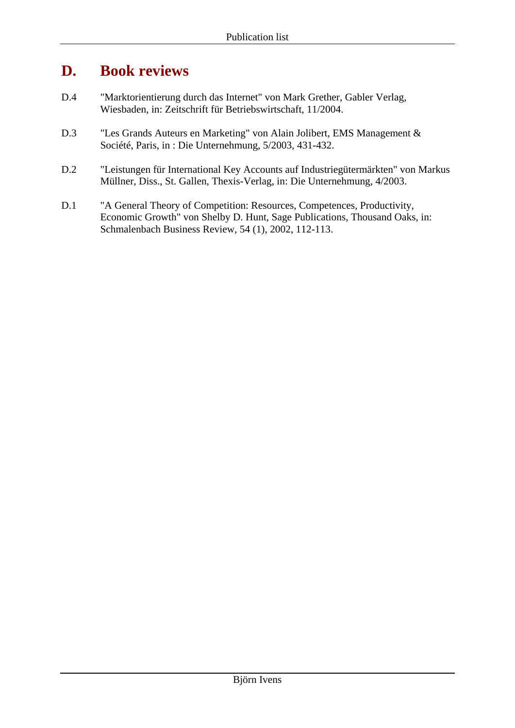## D. Book reviews

D.4 "Marktorientierung durch das Internet" von Mark Grether, Gabler Verlag, Wiesbaden, in: Zeitschrift für Betriebswirtschaft, 11/2004.

D.3 "Les Grands Auteurs en Marketing" von Alain Jolibert, EMS Management & Société, Paris, in : Die Unternehmung, 5/2003, 431-432.

D.2 "Leistungen für International Key Accounts auf Industriegütermärkten" von Markus Müllner, Diss., St. Gallen, Thexis-Verlag, in: Die Unternehmung, 4/2003.

D.1 "A General Theory of Competition: Resources, Competences, Productivity, Economic Growth" von Shelby D. Hunt, Sage Publications, Thousand Oaks, in: Schmalenbach Business Review, 54 (1), 2002, 112-113.